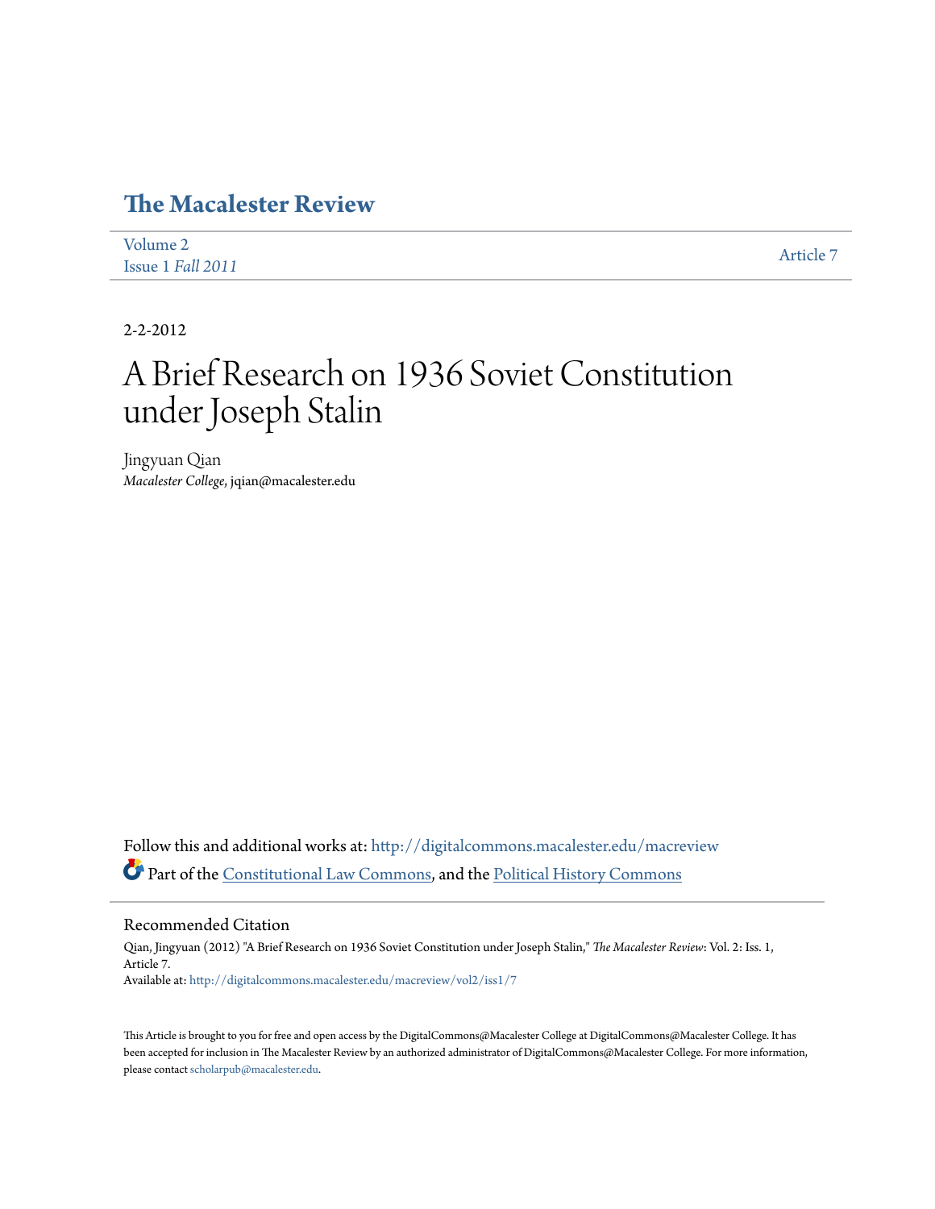# The Macalester Review

Volume 2
Issue 1 *Fall 2011*

Article 7

2-2-2012

# A Brief Research on 1936 Soviet Constitution under Joseph Stalin

Jingyuan Qian
*Macalester College*, jqian@macalester.edu

Follow this and additional works at: http://digitalcommons.macalester.edu/macreview

Part of the Constitutional Law Commons, and the Political History Commons

## Recommended Citation

Qian, Jingyuan (2012) "A Brief Research on 1936 Soviet Constitution under Joseph Stalin," *The Macalester Review*: Vol. 2: Iss. 1, Article 7.
Available at: http://digitalcommons.macalester.edu/macreview/vol2/iss1/7

This Article is brought to you for free and open access by the DigitalCommons@Macalester College at DigitalCommons@Macalester College. It has been accepted for inclusion in The Macalester Review by an authorized administrator of DigitalCommons@Macalester College. For more information, please contact scholarpub@macalester.edu.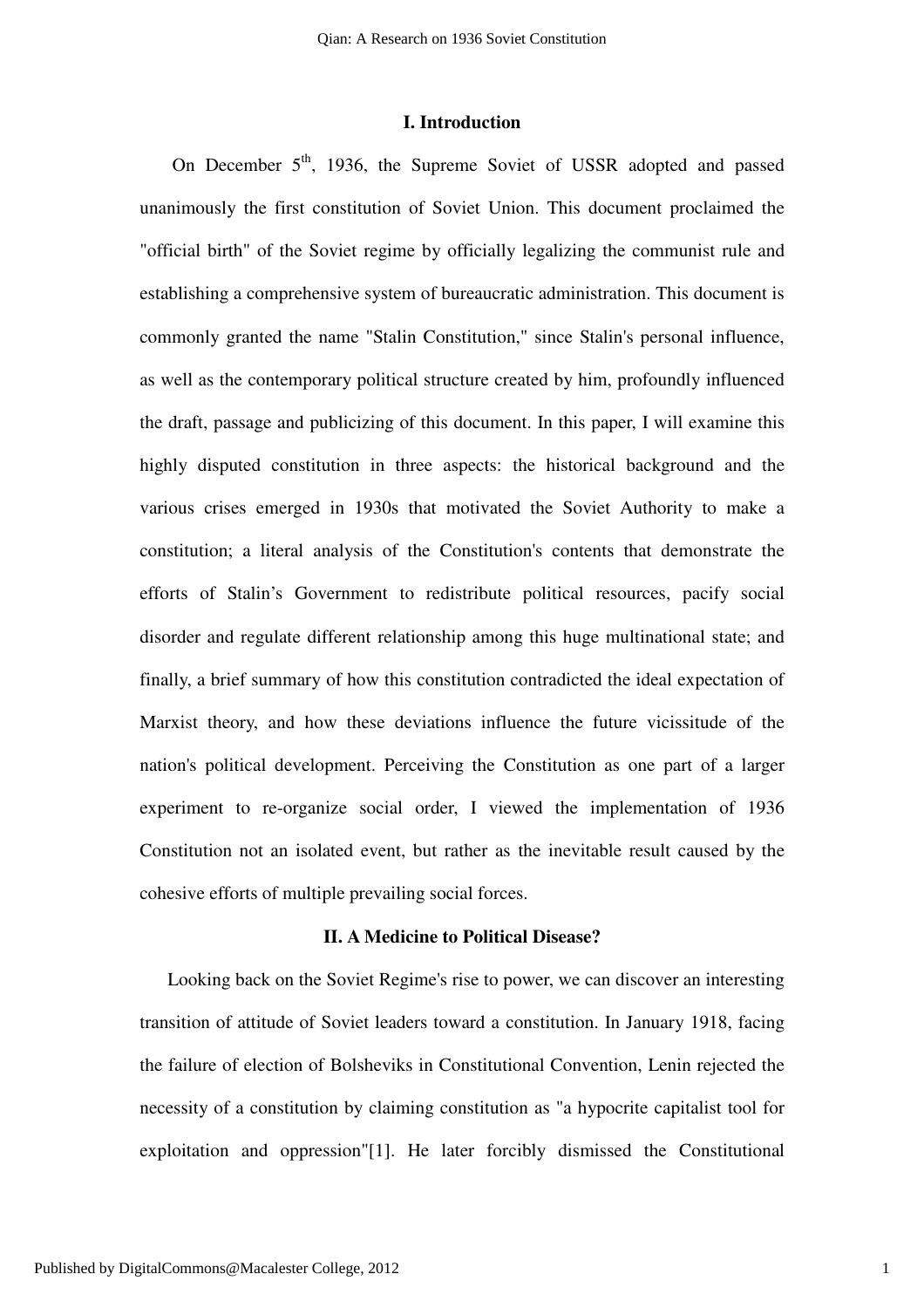## I. Introduction

On December 5th, 1936, the Supreme Soviet of USSR adopted and passed unanimously the first constitution of Soviet Union. This document proclaimed the "official birth" of the Soviet regime by officially legalizing the communist rule and establishing a comprehensive system of bureaucratic administration. This document is commonly granted the name "Stalin Constitution," since Stalin's personal influence, as well as the contemporary political structure created by him, profoundly influenced the draft, passage and publicizing of this document. In this paper, I will examine this highly disputed constitution in three aspects: the historical background and the various crises emerged in 1930s that motivated the Soviet Authority to make a constitution; a literal analysis of the Constitution's contents that demonstrate the efforts of Stalin's Government to redistribute political resources, pacify social disorder and regulate different relationship among this huge multinational state; and finally, a brief summary of how this constitution contradicted the ideal expectation of Marxist theory, and how these deviations influence the future vicissitude of the nation's political development. Perceiving the Constitution as one part of a larger experiment to re-organize social order, I viewed the implementation of 1936 Constitution not an isolated event, but rather as the inevitable result caused by the cohesive efforts of multiple prevailing social forces.

## II. A Medicine to Political Disease?

Looking back on the Soviet Regime's rise to power, we can discover an interesting transition of attitude of Soviet leaders toward a constitution. In January 1918, facing the failure of election of Bolsheviks in Constitutional Convention, Lenin rejected the necessity of a constitution by claiming constitution as "a hypocrite capitalist tool for exploitation and oppression"[1]. He later forcibly dismissed the Constitutional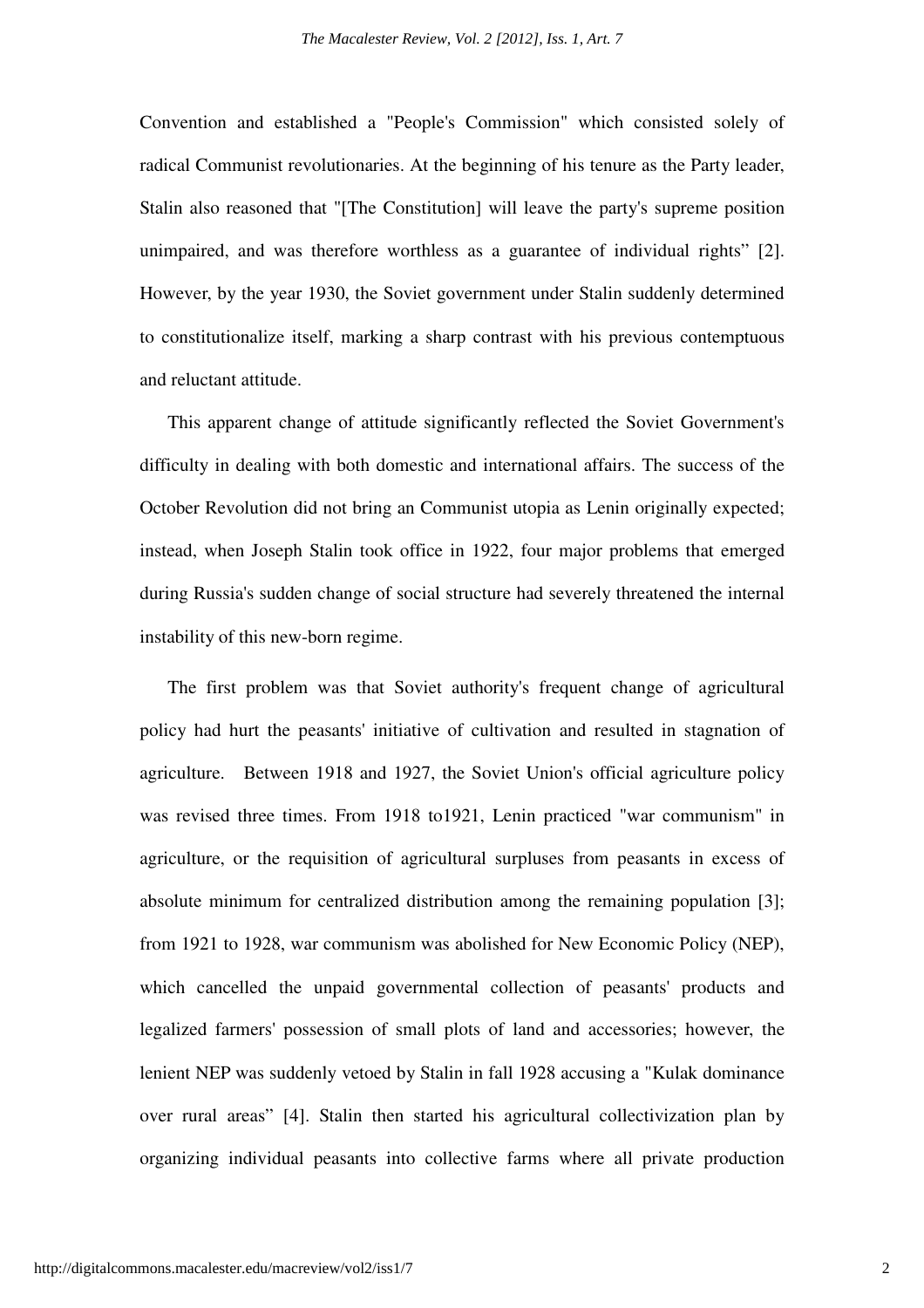Convention and established a "People's Commission" which consisted solely of radical Communist revolutionaries. At the beginning of his tenure as the Party leader, Stalin also reasoned that "[The Constitution] will leave the party's supreme position unimpaired, and was therefore worthless as a guarantee of individual rights" [2]. However, by the year 1930, the Soviet government under Stalin suddenly determined to constitutionalize itself, marking a sharp contrast with his previous contemptuous and reluctant attitude.

This apparent change of attitude significantly reflected the Soviet Government's difficulty in dealing with both domestic and international affairs. The success of the October Revolution did not bring an Communist utopia as Lenin originally expected; instead, when Joseph Stalin took office in 1922, four major problems that emerged during Russia's sudden change of social structure had severely threatened the internal instability of this new-born regime.

The first problem was that Soviet authority's frequent change of agricultural policy had hurt the peasants' initiative of cultivation and resulted in stagnation of agriculture. Between 1918 and 1927, the Soviet Union's official agriculture policy was revised three times. From 1918 to1921, Lenin practiced "war communism" in agriculture, or the requisition of agricultural surpluses from peasants in excess of absolute minimum for centralized distribution among the remaining population [3]; from 1921 to 1928, war communism was abolished for New Economic Policy (NEP), which cancelled the unpaid governmental collection of peasants' products and legalized farmers' possession of small plots of land and accessories; however, the lenient NEP was suddenly vetoed by Stalin in fall 1928 accusing a "Kulak dominance over rural areas" [4]. Stalin then started his agricultural collectivization plan by organizing individual peasants into collective farms where all private production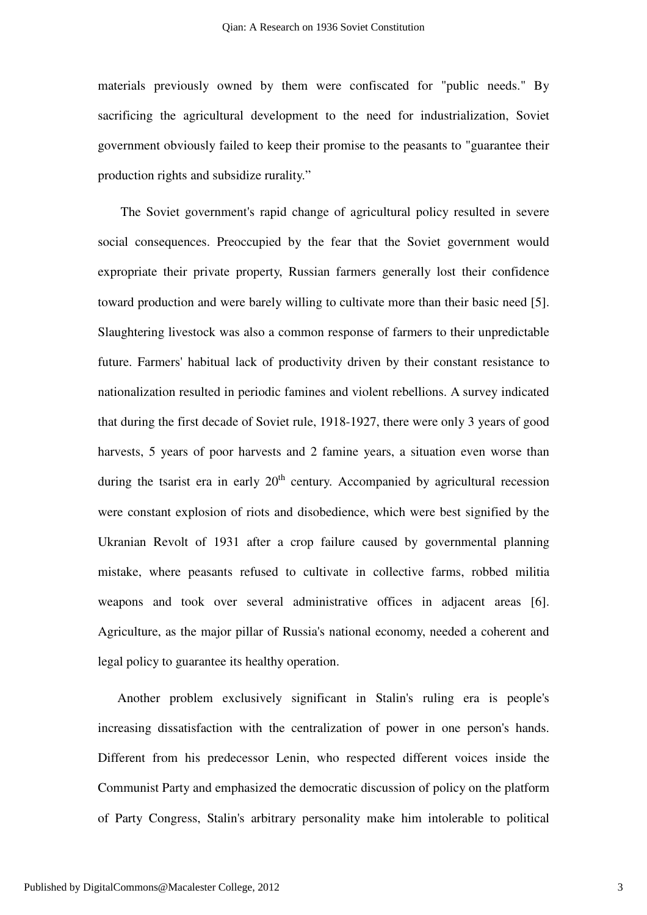materials previously owned by them were confiscated for "public needs." By sacrificing the agricultural development to the need for industrialization, Soviet government obviously failed to keep their promise to the peasants to "guarantee their production rights and subsidize rurality."

The Soviet government's rapid change of agricultural policy resulted in severe social consequences. Preoccupied by the fear that the Soviet government would expropriate their private property, Russian farmers generally lost their confidence toward production and were barely willing to cultivate more than their basic need [5]. Slaughtering livestock was also a common response of farmers to their unpredictable future. Farmers' habitual lack of productivity driven by their constant resistance to nationalization resulted in periodic famines and violent rebellions. A survey indicated that during the first decade of Soviet rule, 1918-1927, there were only 3 years of good harvests, 5 years of poor harvests and 2 famine years, a situation even worse than during the tsarist era in early 20th century. Accompanied by agricultural recession were constant explosion of riots and disobedience, which were best signified by the Ukranian Revolt of 1931 after a crop failure caused by governmental planning mistake, where peasants refused to cultivate in collective farms, robbed militia weapons and took over several administrative offices in adjacent areas [6]. Agriculture, as the major pillar of Russia's national economy, needed a coherent and legal policy to guarantee its healthy operation.

Another problem exclusively significant in Stalin's ruling era is people's increasing dissatisfaction with the centralization of power in one person's hands. Different from his predecessor Lenin, who respected different voices inside the Communist Party and emphasized the democratic discussion of policy on the platform of Party Congress, Stalin's arbitrary personality make him intolerable to political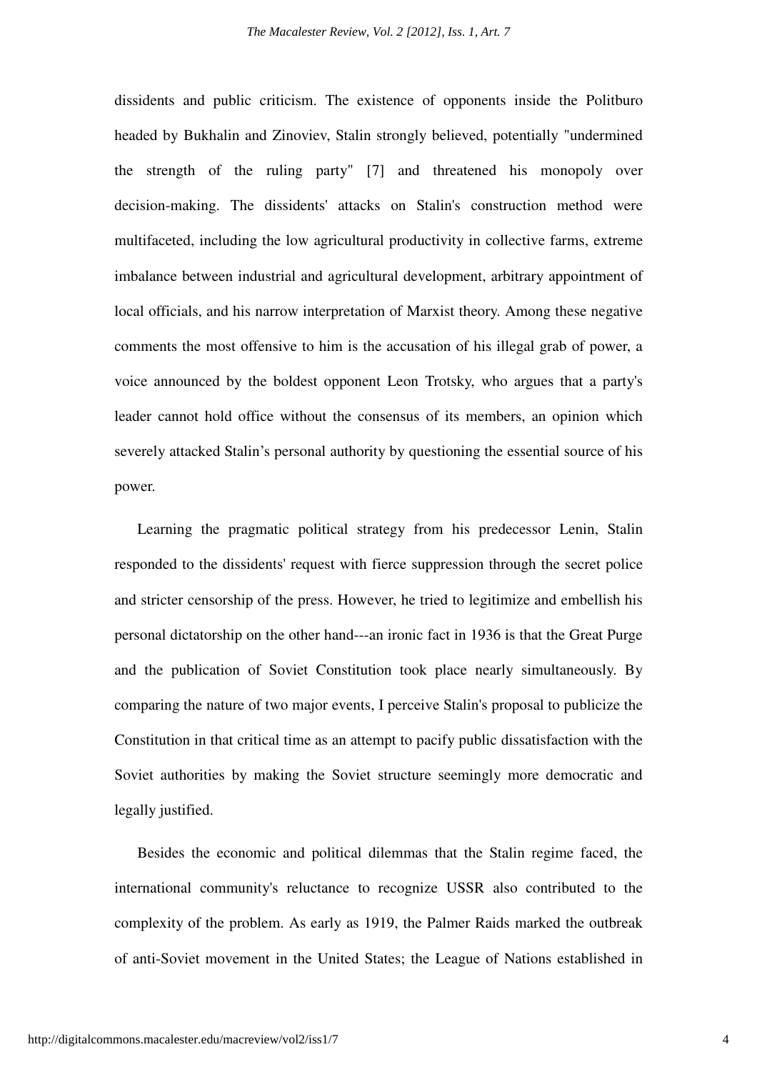dissidents and public criticism. The existence of opponents inside the Politburo headed by Bukhalin and Zinoviev, Stalin strongly believed, potentially "undermined the strength of the ruling party" [7] and threatened his monopoly over decision-making. The dissidents' attacks on Stalin's construction method were multifaceted, including the low agricultural productivity in collective farms, extreme imbalance between industrial and agricultural development, arbitrary appointment of local officials, and his narrow interpretation of Marxist theory. Among these negative comments the most offensive to him is the accusation of his illegal grab of power, a voice announced by the boldest opponent Leon Trotsky, who argues that a party's leader cannot hold office without the consensus of its members, an opinion which severely attacked Stalin's personal authority by questioning the essential source of his power.

Learning the pragmatic political strategy from his predecessor Lenin, Stalin responded to the dissidents' request with fierce suppression through the secret police and stricter censorship of the press. However, he tried to legitimize and embellish his personal dictatorship on the other hand---an ironic fact in 1936 is that the Great Purge and the publication of Soviet Constitution took place nearly simultaneously. By comparing the nature of two major events, I perceive Stalin's proposal to publicize the Constitution in that critical time as an attempt to pacify public dissatisfaction with the Soviet authorities by making the Soviet structure seemingly more democratic and legally justified.

Besides the economic and political dilemmas that the Stalin regime faced, the international community's reluctance to recognize USSR also contributed to the complexity of the problem. As early as 1919, the Palmer Raids marked the outbreak of anti-Soviet movement in the United States; the League of Nations established in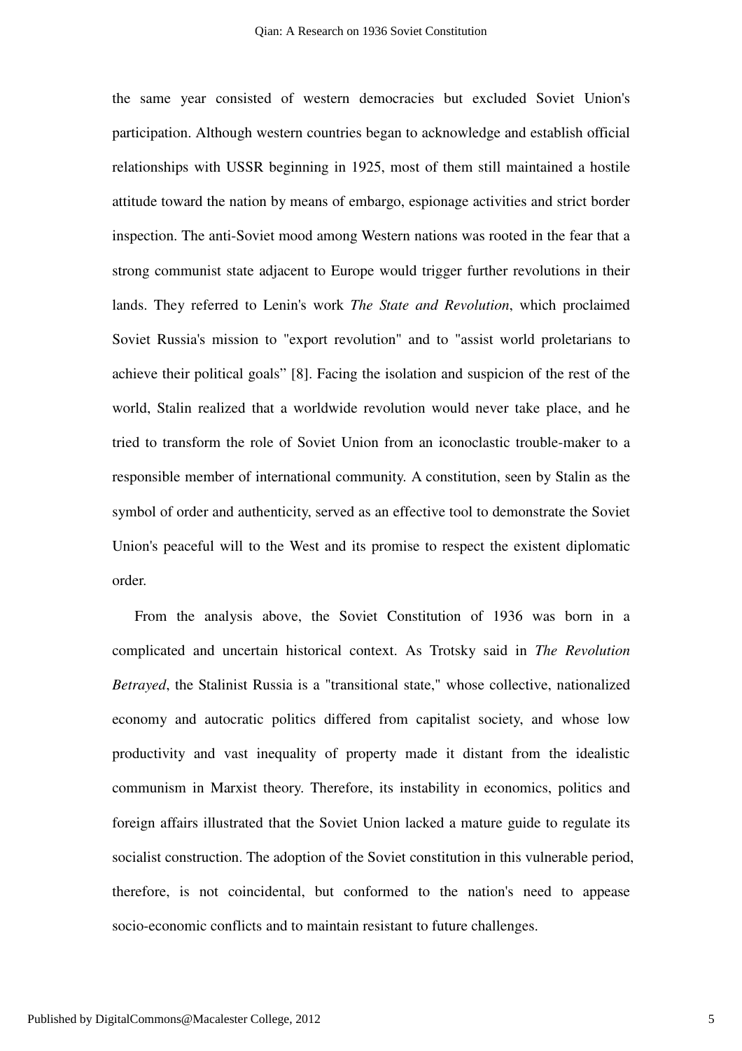the same year consisted of western democracies but excluded Soviet Union's participation. Although western countries began to acknowledge and establish official relationships with USSR beginning in 1925, most of them still maintained a hostile attitude toward the nation by means of embargo, espionage activities and strict border inspection. The anti-Soviet mood among Western nations was rooted in the fear that a strong communist state adjacent to Europe would trigger further revolutions in their lands. They referred to Lenin's work *The State and Revolution*, which proclaimed Soviet Russia's mission to "export revolution" and to "assist world proletarians to achieve their political goals" [8]. Facing the isolation and suspicion of the rest of the world, Stalin realized that a worldwide revolution would never take place, and he tried to transform the role of Soviet Union from an iconoclastic trouble-maker to a responsible member of international community. A constitution, seen by Stalin as the symbol of order and authenticity, served as an effective tool to demonstrate the Soviet Union's peaceful will to the West and its promise to respect the existent diplomatic order.

From the analysis above, the Soviet Constitution of 1936 was born in a complicated and uncertain historical context. As Trotsky said in *The Revolution Betrayed*, the Stalinist Russia is a "transitional state," whose collective, nationalized economy and autocratic politics differed from capitalist society, and whose low productivity and vast inequality of property made it distant from the idealistic communism in Marxist theory. Therefore, its instability in economics, politics and foreign affairs illustrated that the Soviet Union lacked a mature guide to regulate its socialist construction. The adoption of the Soviet constitution in this vulnerable period, therefore, is not coincidental, but conformed to the nation's need to appease socio-economic conflicts and to maintain resistant to future challenges.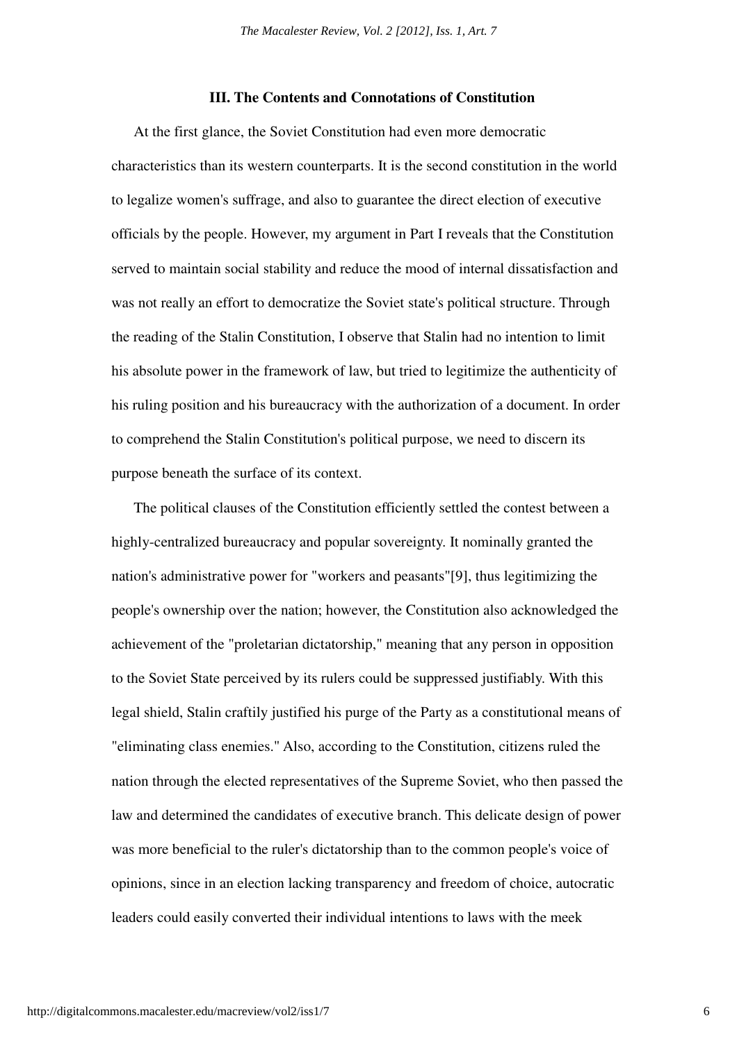### III. The Contents and Connotations of Constitution

At the first glance, the Soviet Constitution had even more democratic characteristics than its western counterparts. It is the second constitution in the world to legalize women's suffrage, and also to guarantee the direct election of executive officials by the people. However, my argument in Part I reveals that the Constitution served to maintain social stability and reduce the mood of internal dissatisfaction and was not really an effort to democratize the Soviet state's political structure. Through the reading of the Stalin Constitution, I observe that Stalin had no intention to limit his absolute power in the framework of law, but tried to legitimize the authenticity of his ruling position and his bureaucracy with the authorization of a document. In order to comprehend the Stalin Constitution's political purpose, we need to discern its purpose beneath the surface of its context.

The political clauses of the Constitution efficiently settled the contest between a highly-centralized bureaucracy and popular sovereignty. It nominally granted the nation's administrative power for "workers and peasants"[9], thus legitimizing the people's ownership over the nation; however, the Constitution also acknowledged the achievement of the "proletarian dictatorship," meaning that any person in opposition to the Soviet State perceived by its rulers could be suppressed justifiably. With this legal shield, Stalin craftily justified his purge of the Party as a constitutional means of "eliminating class enemies." Also, according to the Constitution, citizens ruled the nation through the elected representatives of the Supreme Soviet, who then passed the law and determined the candidates of executive branch. This delicate design of power was more beneficial to the ruler's dictatorship than to the common people's voice of opinions, since in an election lacking transparency and freedom of choice, autocratic leaders could easily converted their individual intentions to laws with the meek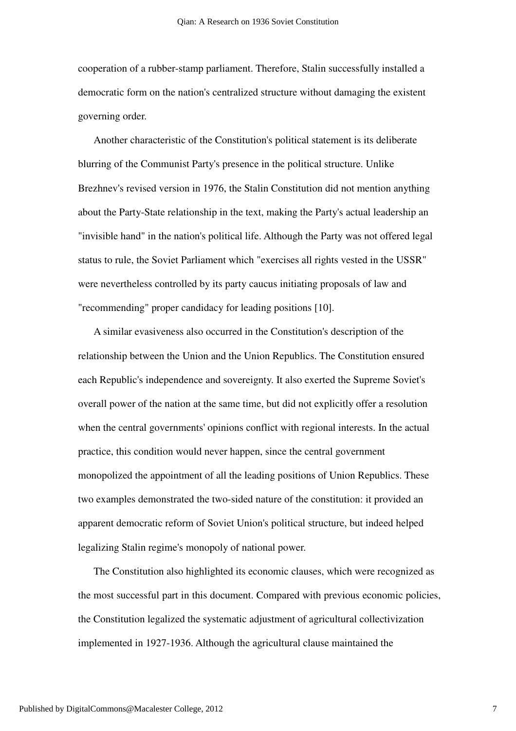cooperation of a rubber-stamp parliament. Therefore, Stalin successfully installed a democratic form on the nation's centralized structure without damaging the existent governing order.

Another characteristic of the Constitution's political statement is its deliberate blurring of the Communist Party's presence in the political structure. Unlike Brezhnev's revised version in 1976, the Stalin Constitution did not mention anything about the Party-State relationship in the text, making the Party's actual leadership an "invisible hand" in the nation's political life. Although the Party was not offered legal status to rule, the Soviet Parliament which "exercises all rights vested in the USSR" were nevertheless controlled by its party caucus initiating proposals of law and "recommending" proper candidacy for leading positions [10].

A similar evasiveness also occurred in the Constitution's description of the relationship between the Union and the Union Republics. The Constitution ensured each Republic's independence and sovereignty. It also exerted the Supreme Soviet's overall power of the nation at the same time, but did not explicitly offer a resolution when the central governments' opinions conflict with regional interests. In the actual practice, this condition would never happen, since the central government monopolized the appointment of all the leading positions of Union Republics. These two examples demonstrated the two-sided nature of the constitution: it provided an apparent democratic reform of Soviet Union's political structure, but indeed helped legalizing Stalin regime's monopoly of national power.

The Constitution also highlighted its economic clauses, which were recognized as the most successful part in this document. Compared with previous economic policies, the Constitution legalized the systematic adjustment of agricultural collectivization implemented in 1927-1936. Although the agricultural clause maintained the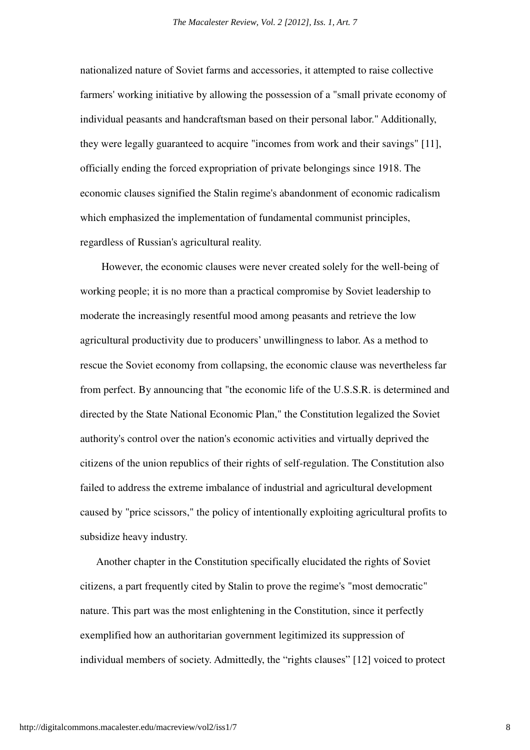nationalized nature of Soviet farms and accessories, it attempted to raise collective farmers' working initiative by allowing the possession of a "small private economy of individual peasants and handcraftsman based on their personal labor." Additionally, they were legally guaranteed to acquire "incomes from work and their savings" [11], officially ending the forced expropriation of private belongings since 1918. The economic clauses signified the Stalin regime's abandonment of economic radicalism which emphasized the implementation of fundamental communist principles, regardless of Russian's agricultural reality.

However, the economic clauses were never created solely for the well-being of working people; it is no more than a practical compromise by Soviet leadership to moderate the increasingly resentful mood among peasants and retrieve the low agricultural productivity due to producers' unwillingness to labor. As a method to rescue the Soviet economy from collapsing, the economic clause was nevertheless far from perfect. By announcing that "the economic life of the U.S.S.R. is determined and directed by the State National Economic Plan," the Constitution legalized the Soviet authority's control over the nation's economic activities and virtually deprived the citizens of the union republics of their rights of self-regulation. The Constitution also failed to address the extreme imbalance of industrial and agricultural development caused by "price scissors," the policy of intentionally exploiting agricultural profits to subsidize heavy industry.

Another chapter in the Constitution specifically elucidated the rights of Soviet citizens, a part frequently cited by Stalin to prove the regime's "most democratic" nature. This part was the most enlightening in the Constitution, since it perfectly exemplified how an authoritarian government legitimized its suppression of individual members of society. Admittedly, the "rights clauses" [12] voiced to protect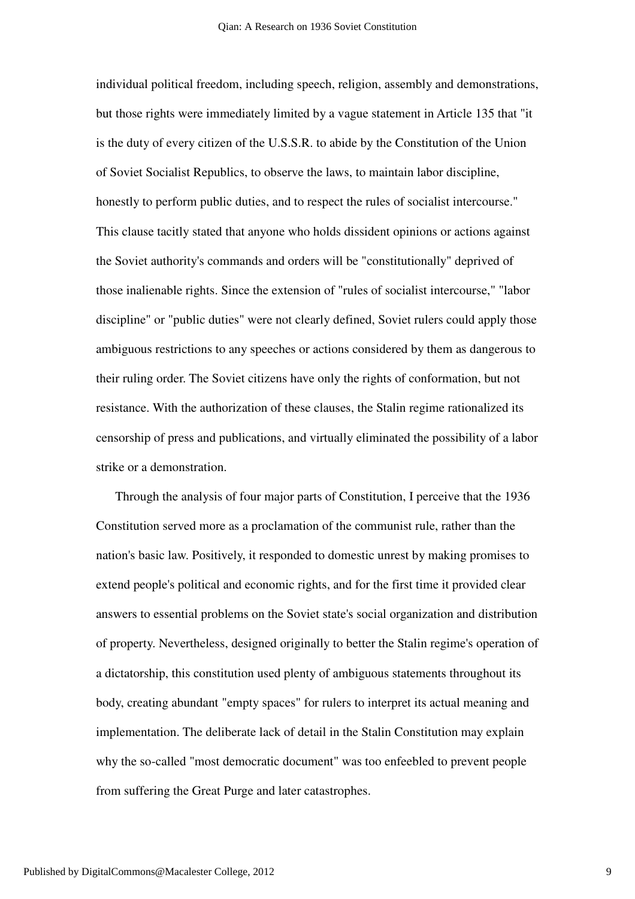individual political freedom, including speech, religion, assembly and demonstrations, but those rights were immediately limited by a vague statement in Article 135 that "it is the duty of every citizen of the U.S.S.R. to abide by the Constitution of the Union of Soviet Socialist Republics, to observe the laws, to maintain labor discipline, honestly to perform public duties, and to respect the rules of socialist intercourse." This clause tacitly stated that anyone who holds dissident opinions or actions against the Soviet authority's commands and orders will be "constitutionally" deprived of those inalienable rights. Since the extension of "rules of socialist intercourse," "labor discipline" or "public duties" were not clearly defined, Soviet rulers could apply those ambiguous restrictions to any speeches or actions considered by them as dangerous to their ruling order. The Soviet citizens have only the rights of conformation, but not resistance. With the authorization of these clauses, the Stalin regime rationalized its censorship of press and publications, and virtually eliminated the possibility of a labor strike or a demonstration.

Through the analysis of four major parts of Constitution, I perceive that the 1936 Constitution served more as a proclamation of the communist rule, rather than the nation's basic law. Positively, it responded to domestic unrest by making promises to extend people's political and economic rights, and for the first time it provided clear answers to essential problems on the Soviet state's social organization and distribution of property. Nevertheless, designed originally to better the Stalin regime's operation of a dictatorship, this constitution used plenty of ambiguous statements throughout its body, creating abundant "empty spaces" for rulers to interpret its actual meaning and implementation. The deliberate lack of detail in the Stalin Constitution may explain why the so-called "most democratic document" was too enfeebled to prevent people from suffering the Great Purge and later catastrophes.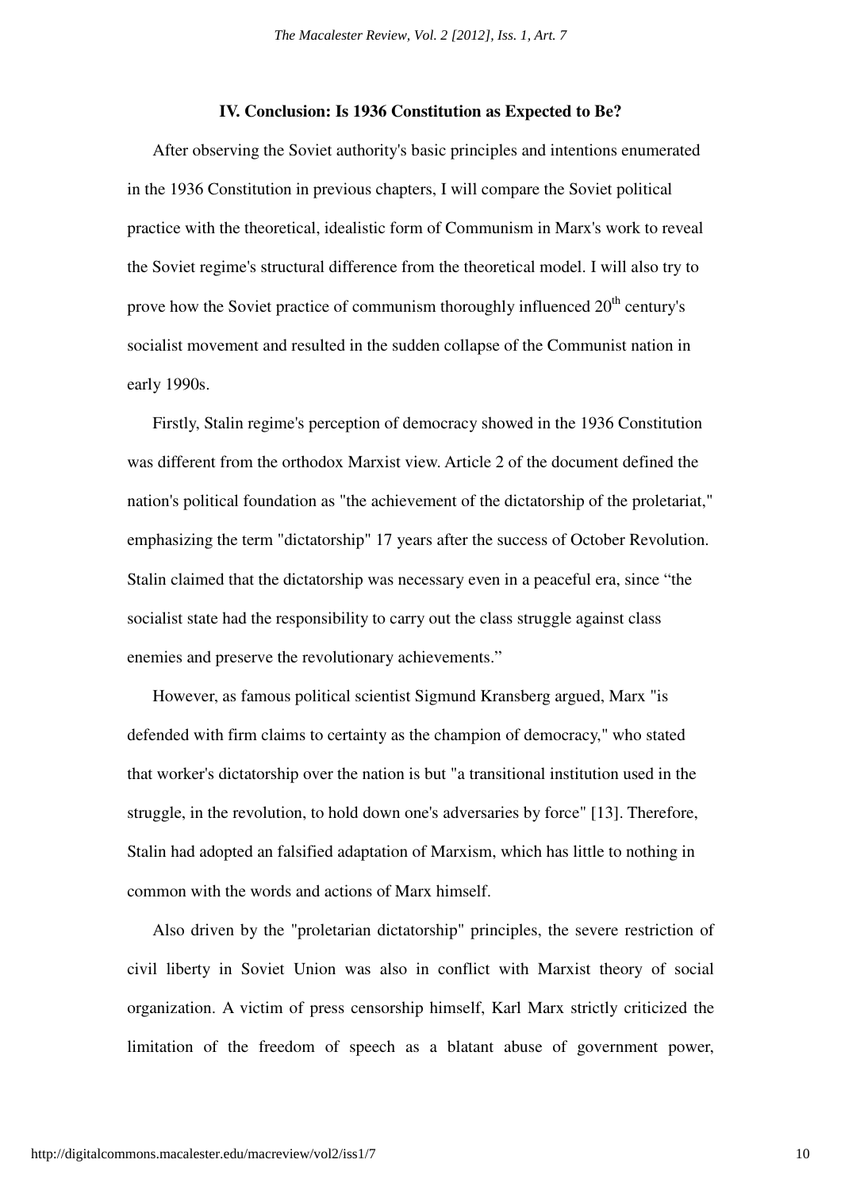### IV. Conclusion: Is 1936 Constitution as Expected to Be?

After observing the Soviet authority's basic principles and intentions enumerated in the 1936 Constitution in previous chapters, I will compare the Soviet political practice with the theoretical, idealistic form of Communism in Marx's work to reveal the Soviet regime's structural difference from the theoretical model. I will also try to prove how the Soviet practice of communism thoroughly influenced 20th century's socialist movement and resulted in the sudden collapse of the Communist nation in early 1990s.

Firstly, Stalin regime's perception of democracy showed in the 1936 Constitution was different from the orthodox Marxist view. Article 2 of the document defined the nation's political foundation as "the achievement of the dictatorship of the proletariat," emphasizing the term "dictatorship" 17 years after the success of October Revolution. Stalin claimed that the dictatorship was necessary even in a peaceful era, since "the socialist state had the responsibility to carry out the class struggle against class enemies and preserve the revolutionary achievements."

However, as famous political scientist Sigmund Kransberg argued, Marx "is defended with firm claims to certainty as the champion of democracy," who stated that worker's dictatorship over the nation is but "a transitional institution used in the struggle, in the revolution, to hold down one's adversaries by force" [13]. Therefore, Stalin had adopted an falsified adaptation of Marxism, which has little to nothing in common with the words and actions of Marx himself.

Also driven by the "proletarian dictatorship" principles, the severe restriction of civil liberty in Soviet Union was also in conflict with Marxist theory of social organization. A victim of press censorship himself, Karl Marx strictly criticized the limitation of the freedom of speech as a blatant abuse of government power,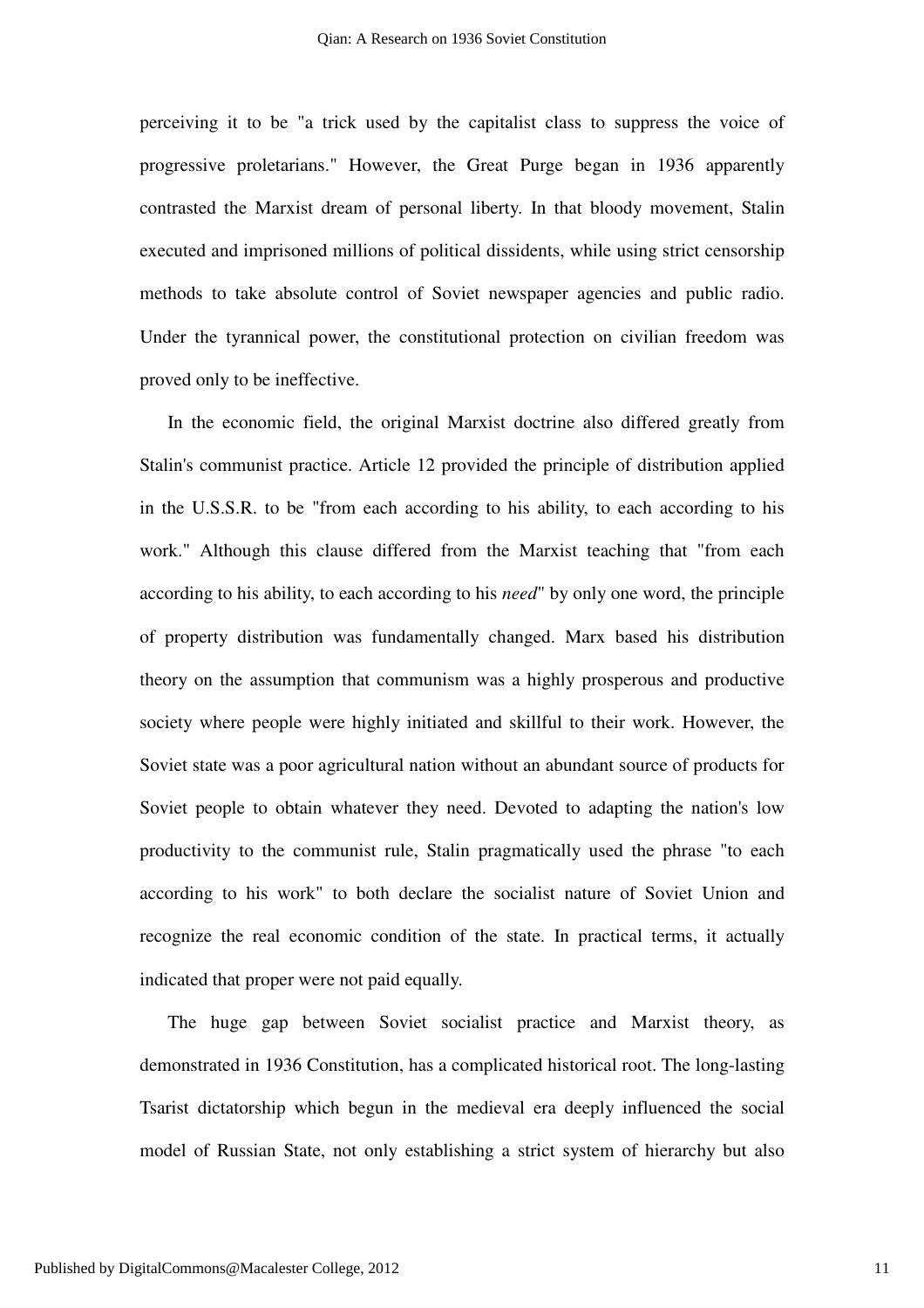perceiving it to be "a trick used by the capitalist class to suppress the voice of progressive proletarians." However, the Great Purge began in 1936 apparently contrasted the Marxist dream of personal liberty. In that bloody movement, Stalin executed and imprisoned millions of political dissidents, while using strict censorship methods to take absolute control of Soviet newspaper agencies and public radio. Under the tyrannical power, the constitutional protection on civilian freedom was proved only to be ineffective.

In the economic field, the original Marxist doctrine also differed greatly from Stalin's communist practice. Article 12 provided the principle of distribution applied in the U.S.S.R. to be "from each according to his ability, to each according to his work." Although this clause differed from the Marxist teaching that "from each according to his ability, to each according to his *need*" by only one word, the principle of property distribution was fundamentally changed. Marx based his distribution theory on the assumption that communism was a highly prosperous and productive society where people were highly initiated and skillful to their work. However, the Soviet state was a poor agricultural nation without an abundant source of products for Soviet people to obtain whatever they need. Devoted to adapting the nation's low productivity to the communist rule, Stalin pragmatically used the phrase "to each according to his work" to both declare the socialist nature of Soviet Union and recognize the real economic condition of the state. In practical terms, it actually indicated that proper were not paid equally.

The huge gap between Soviet socialist practice and Marxist theory, as demonstrated in 1936 Constitution, has a complicated historical root. The long-lasting Tsarist dictatorship which begun in the medieval era deeply influenced the social model of Russian State, not only establishing a strict system of hierarchy but also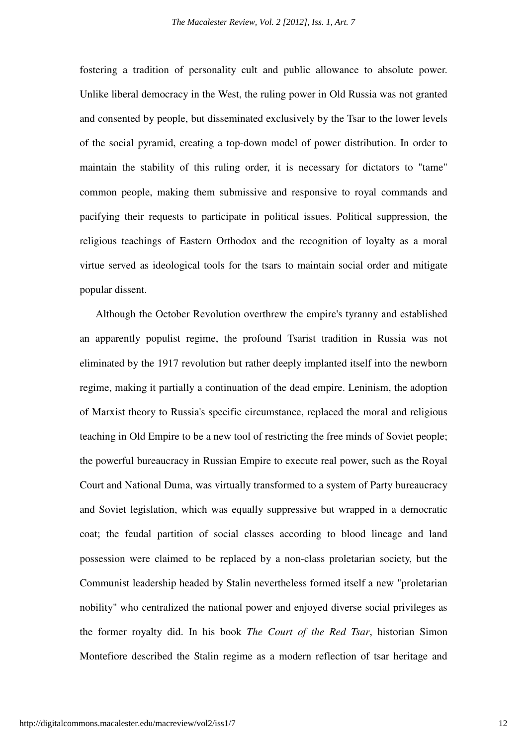fostering a tradition of personality cult and public allowance to absolute power. Unlike liberal democracy in the West, the ruling power in Old Russia was not granted and consented by people, but disseminated exclusively by the Tsar to the lower levels of the social pyramid, creating a top-down model of power distribution. In order to maintain the stability of this ruling order, it is necessary for dictators to "tame" common people, making them submissive and responsive to royal commands and pacifying their requests to participate in political issues. Political suppression, the religious teachings of Eastern Orthodox and the recognition of loyalty as a moral virtue served as ideological tools for the tsars to maintain social order and mitigate popular dissent.

Although the October Revolution overthrew the empire's tyranny and established an apparently populist regime, the profound Tsarist tradition in Russia was not eliminated by the 1917 revolution but rather deeply implanted itself into the newborn regime, making it partially a continuation of the dead empire. Leninism, the adoption of Marxist theory to Russia's specific circumstance, replaced the moral and religious teaching in Old Empire to be a new tool of restricting the free minds of Soviet people; the powerful bureaucracy in Russian Empire to execute real power, such as the Royal Court and National Duma, was virtually transformed to a system of Party bureaucracy and Soviet legislation, which was equally suppressive but wrapped in a democratic coat; the feudal partition of social classes according to blood lineage and land possession were claimed to be replaced by a non-class proletarian society, but the Communist leadership headed by Stalin nevertheless formed itself a new "proletarian nobility" who centralized the national power and enjoyed diverse social privileges as the former royalty did. In his book *The Court of the Red Tsar*, historian Simon Montefiore described the Stalin regime as a modern reflection of tsar heritage and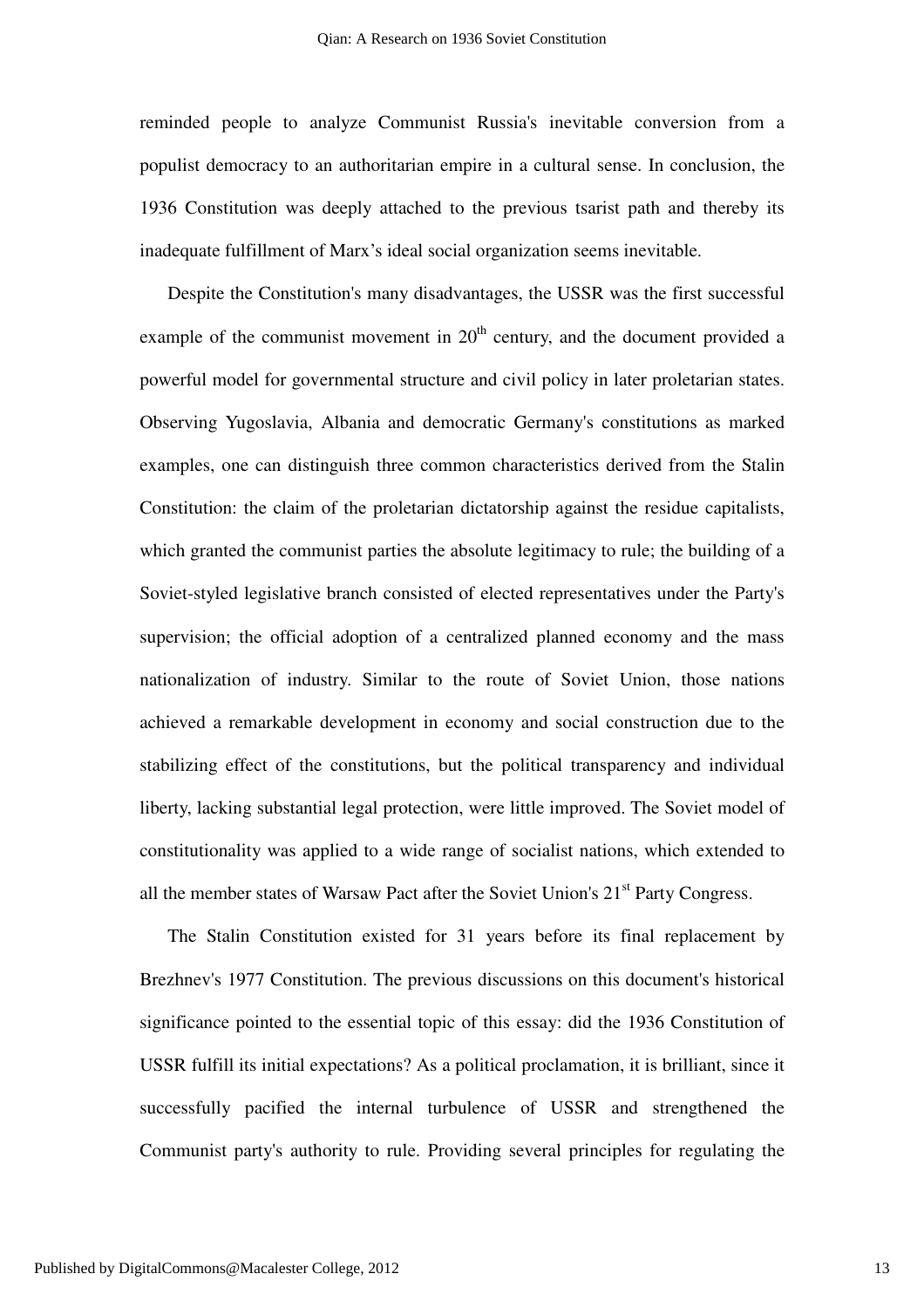reminded people to analyze Communist Russia's inevitable conversion from a populist democracy to an authoritarian empire in a cultural sense. In conclusion, the 1936 Constitution was deeply attached to the previous tsarist path and thereby its inadequate fulfillment of Marx's ideal social organization seems inevitable.

Despite the Constitution's many disadvantages, the USSR was the first successful example of the communist movement in 20th century, and the document provided a powerful model for governmental structure and civil policy in later proletarian states. Observing Yugoslavia, Albania and democratic Germany's constitutions as marked examples, one can distinguish three common characteristics derived from the Stalin Constitution: the claim of the proletarian dictatorship against the residue capitalists, which granted the communist parties the absolute legitimacy to rule; the building of a Soviet-styled legislative branch consisted of elected representatives under the Party's supervision; the official adoption of a centralized planned economy and the mass nationalization of industry. Similar to the route of Soviet Union, those nations achieved a remarkable development in economy and social construction due to the stabilizing effect of the constitutions, but the political transparency and individual liberty, lacking substantial legal protection, were little improved. The Soviet model of constitutionality was applied to a wide range of socialist nations, which extended to all the member states of Warsaw Pact after the Soviet Union's 21st Party Congress.

The Stalin Constitution existed for 31 years before its final replacement by Brezhnev's 1977 Constitution. The previous discussions on this document's historical significance pointed to the essential topic of this essay: did the 1936 Constitution of USSR fulfill its initial expectations? As a political proclamation, it is brilliant, since it successfully pacified the internal turbulence of USSR and strengthened the Communist party's authority to rule. Providing several principles for regulating the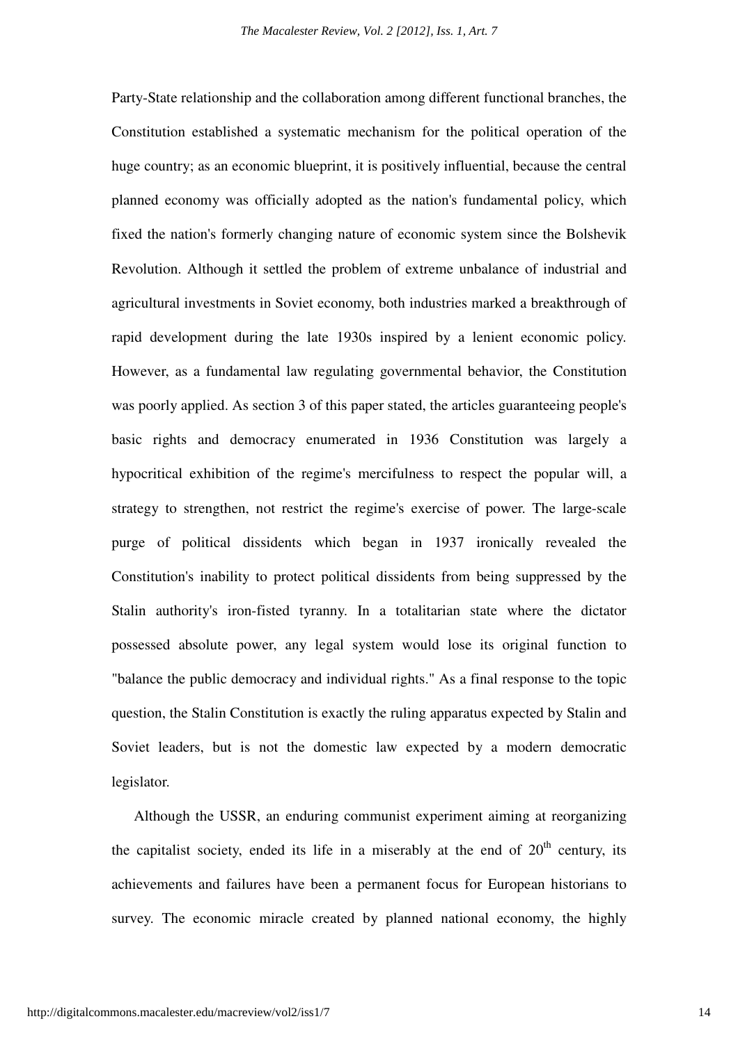Party-State relationship and the collaboration among different functional branches, the Constitution established a systematic mechanism for the political operation of the huge country; as an economic blueprint, it is positively influential, because the central planned economy was officially adopted as the nation's fundamental policy, which fixed the nation's formerly changing nature of economic system since the Bolshevik Revolution. Although it settled the problem of extreme unbalance of industrial and agricultural investments in Soviet economy, both industries marked a breakthrough of rapid development during the late 1930s inspired by a lenient economic policy. However, as a fundamental law regulating governmental behavior, the Constitution was poorly applied. As section 3 of this paper stated, the articles guaranteeing people's basic rights and democracy enumerated in 1936 Constitution was largely a hypocritical exhibition of the regime's mercifulness to respect the popular will, a strategy to strengthen, not restrict the regime's exercise of power. The large-scale purge of political dissidents which began in 1937 ironically revealed the Constitution's inability to protect political dissidents from being suppressed by the Stalin authority's iron-fisted tyranny. In a totalitarian state where the dictator possessed absolute power, any legal system would lose its original function to "balance the public democracy and individual rights." As a final response to the topic question, the Stalin Constitution is exactly the ruling apparatus expected by Stalin and Soviet leaders, but is not the domestic law expected by a modern democratic legislator.

Although the USSR, an enduring communist experiment aiming at reorganizing the capitalist society, ended its life in a miserably at the end of 20th century, its achievements and failures have been a permanent focus for European historians to survey. The economic miracle created by planned national economy, the highly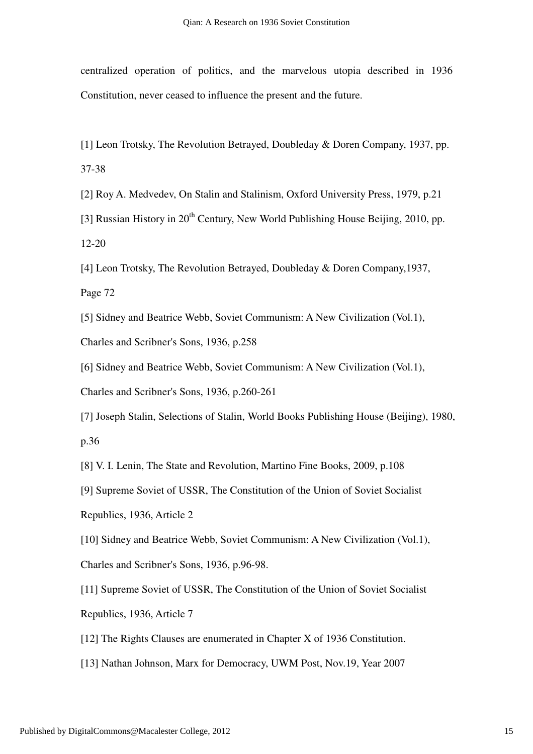centralized operation of politics, and the marvelous utopia described in 1936 Constitution, never ceased to influence the present and the future.

[1] Leon Trotsky, The Revolution Betrayed, Doubleday & Doren Company, 1937, pp. 37-38

[2] Roy A. Medvedev, On Stalin and Stalinism, Oxford University Press, 1979, p.21

[3] Russian History in 20th Century, New World Publishing House Beijing, 2010, pp. 12-20

[4] Leon Trotsky, The Revolution Betrayed, Doubleday & Doren Company,1937, Page 72

[5] Sidney and Beatrice Webb, Soviet Communism: A New Civilization (Vol.1), Charles and Scribner's Sons, 1936, p.258

[6] Sidney and Beatrice Webb, Soviet Communism: A New Civilization (Vol.1), Charles and Scribner's Sons, 1936, p.260-261

[7] Joseph Stalin, Selections of Stalin, World Books Publishing House (Beijing), 1980, p.36

[8] V. I. Lenin, The State and Revolution, Martino Fine Books, 2009, p.108

[9] Supreme Soviet of USSR, The Constitution of the Union of Soviet Socialist Republics, 1936, Article 2

[10] Sidney and Beatrice Webb, Soviet Communism: A New Civilization (Vol.1), Charles and Scribner's Sons, 1936, p.96-98.

[11] Supreme Soviet of USSR, The Constitution of the Union of Soviet Socialist Republics, 1936, Article 7

[12] The Rights Clauses are enumerated in Chapter X of 1936 Constitution.

[13] Nathan Johnson, Marx for Democracy, UWM Post, Nov.19, Year 2007